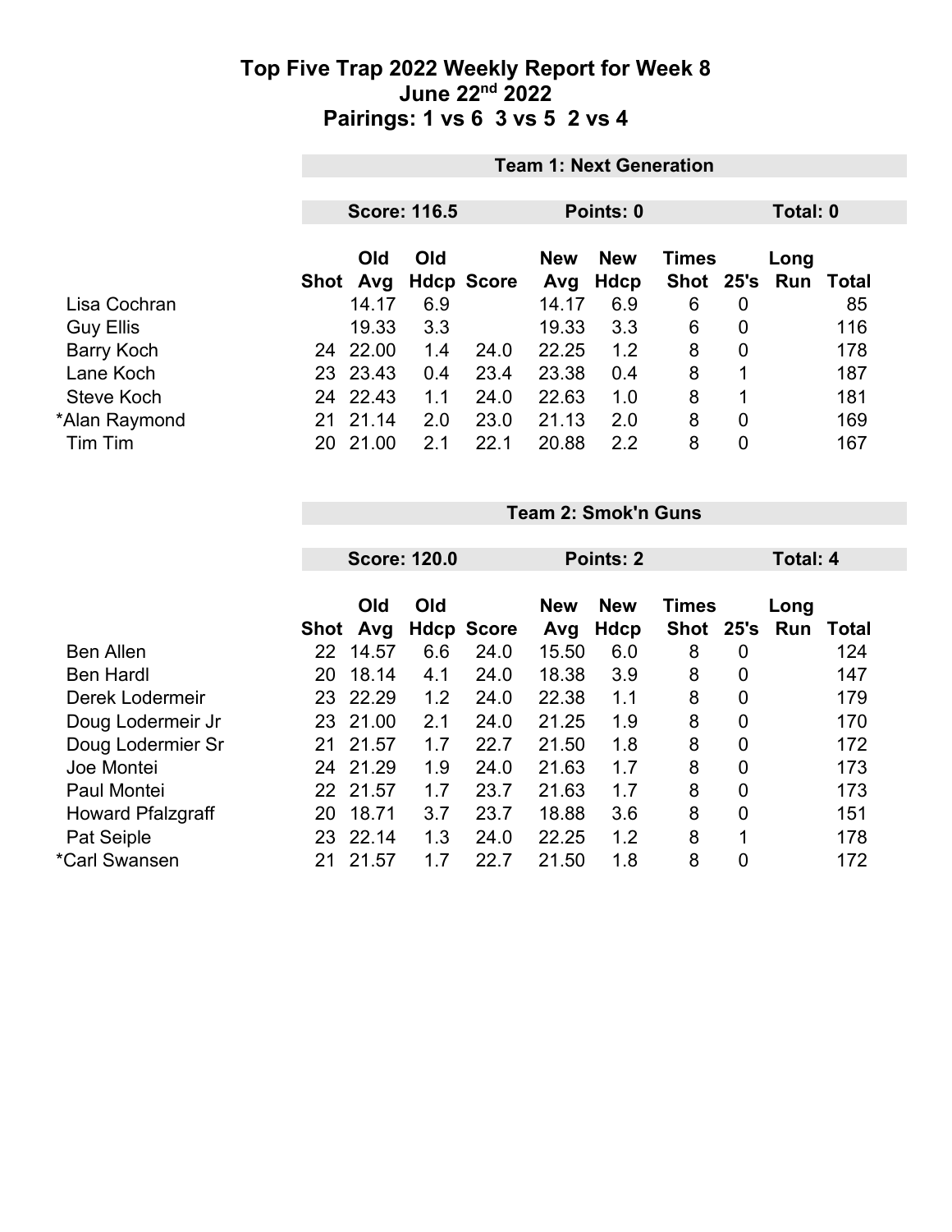# Top Five Trap 2022 Weekly Report for Week 8
## June 22nd 2022
## Pairings: 1 vs 6 3 vs 5 2 vs 4

**Team 1: Next Generation**

**Score: 116.5** **Points: 0** **Total: 0**

| | Shot | Old Avg | Old Hdcp | Score | New Avg | New Hdcp | Times Shot | 25's | Long Run | Total |
|---|---|---|---|---|---|---|---|---|---|---|
| Lisa Cochran | | 14.17 | 6.9 | | 14.17 | 6.9 | 6 | 0 | | 85 |
| Guy Ellis | | 19.33 | 3.3 | | 19.33 | 3.3 | 6 | 0 | | 116 |
| Barry Koch | 24 | 22.00 | 1.4 | 24.0 | 22.25 | 1.2 | 8 | 0 | | 178 |
| Lane Koch | 23 | 23.43 | 0.4 | 23.4 | 23.38 | 0.4 | 8 | 1 | | 187 |
| Steve Koch | 24 | 22.43 | 1.1 | 24.0 | 22.63 | 1.0 | 8 | 1 | | 181 |
| *Alan Raymond | 21 | 21.14 | 2.0 | 23.0 | 21.13 | 2.0 | 8 | 0 | | 169 |
| Tim Tim | 20 | 21.00 | 2.1 | 22.1 | 20.88 | 2.2 | 8 | 0 | | 167 |

**Team 2: Smok'n Guns**

**Score: 120.0** **Points: 2** **Total: 4**

| | Shot | Old Avg | Old Hdcp | Score | New Avg | New Hdcp | Times Shot | 25's | Long Run | Total |
|---|---|---|---|---|---|---|---|---|---|---|
| Ben Allen | 22 | 14.57 | 6.6 | 24.0 | 15.50 | 6.0 | 8 | 0 | | 124 |
| Ben Hardl | 20 | 18.14 | 4.1 | 24.0 | 18.38 | 3.9 | 8 | 0 | | 147 |
| Derek Lodermeir | 23 | 22.29 | 1.2 | 24.0 | 22.38 | 1.1 | 8 | 0 | | 179 |
| Doug Lodermeir Jr | 23 | 21.00 | 2.1 | 24.0 | 21.25 | 1.9 | 8 | 0 | | 170 |
| Doug Lodermier Sr | 21 | 21.57 | 1.7 | 22.7 | 21.50 | 1.8 | 8 | 0 | | 172 |
| Joe Montei | 24 | 21.29 | 1.9 | 24.0 | 21.63 | 1.7 | 8 | 0 | | 173 |
| Paul Montei | 22 | 21.57 | 1.7 | 23.7 | 21.63 | 1.7 | 8 | 0 | | 173 |
| Howard Pfalzgraff | 20 | 18.71 | 3.7 | 23.7 | 18.88 | 3.6 | 8 | 0 | | 151 |
| Pat Seiple | 23 | 22.14 | 1.3 | 24.0 | 22.25 | 1.2 | 8 | 1 | | 178 |
| *Carl Swansen | 21 | 21.57 | 1.7 | 22.7 | 21.50 | 1.8 | 8 | 0 | | 172 |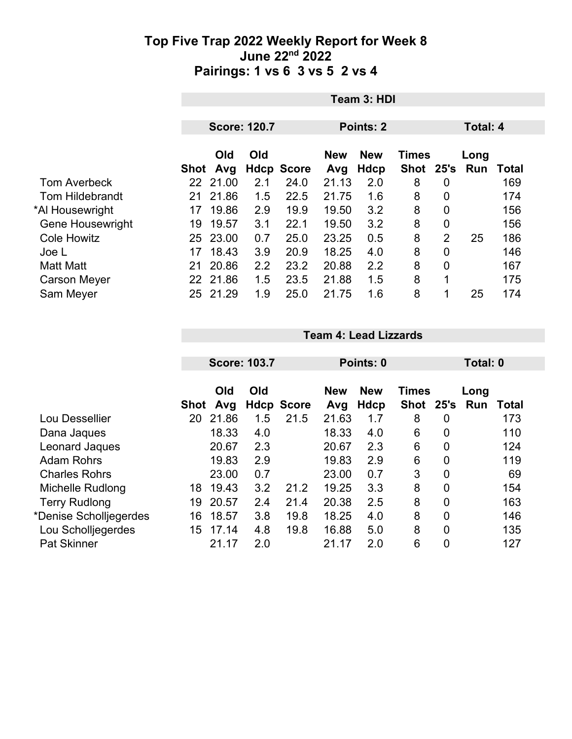# Top Five Trap 2022 Weekly Report for Week 8
## June 22nd 2022
## Pairings: 1 vs 6  3 vs 5  2 vs 4

| | Team 3: HDI | | | | | | | | | |
|---|---|---|---|---|---|---|---|---|---|---|
| | **Score: 120.7** | | | | **Points: 2** | | | | **Total: 4** | |
| | **Shot** | **Old Avg** | **Old Hdcp** | **Score** | **New Avg** | **New Hdcp** | **Times Shot** | **25's** | **Long Run** | **Total** |
| Tom Averbeck | 22 | 21.00 | 2.1 | 24.0 | 21.13 | 2.0 | 8 | 0 | | 169 |
| Tom Hildebrandt | 21 | 21.86 | 1.5 | 22.5 | 21.75 | 1.6 | 8 | 0 | | 174 |
| *Al Housewright | 17 | 19.86 | 2.9 | 19.9 | 19.50 | 3.2 | 8 | 0 | | 156 |
| Gene Housewright | 19 | 19.57 | 3.1 | 22.1 | 19.50 | 3.2 | 8 | 0 | | 156 |
| Cole Howitz | 25 | 23.00 | 0.7 | 25.0 | 23.25 | 0.5 | 8 | 2 | 25 | 186 |
| Joe L | 17 | 18.43 | 3.9 | 20.9 | 18.25 | 4.0 | 8 | 0 | | 146 |
| Matt Matt | 21 | 20.86 | 2.2 | 23.2 | 20.88 | 2.2 | 8 | 0 | | 167 |
| Carson Meyer | 22 | 21.86 | 1.5 | 23.5 | 21.88 | 1.5 | 8 | 1 | | 175 |
| Sam Meyer | 25 | 21.29 | 1.9 | 25.0 | 21.75 | 1.6 | 8 | 1 | 25 | 174 |

| | Team 4: Lead Lizzards | | | | | | | | | |
|---|---|---|---|---|---|---|---|---|---|---|
| | **Score: 103.7** | | | | **Points: 0** | | | | **Total: 0** | |
| | **Shot** | **Old Avg** | **Old Hdcp** | **Score** | **New Avg** | **New Hdcp** | **Times Shot** | **25's** | **Long Run** | **Total** |
| Lou Dessellier | 20 | 21.86 | 1.5 | 21.5 | 21.63 | 1.7 | 8 | 0 | | 173 |
| Dana Jaques | | 18.33 | 4.0 | | 18.33 | 4.0 | 6 | 0 | | 110 |
| Leonard Jaques | | 20.67 | 2.3 | | 20.67 | 2.3 | 6 | 0 | | 124 |
| Adam Rohrs | | 19.83 | 2.9 | | 19.83 | 2.9 | 6 | 0 | | 119 |
| Charles Rohrs | | 23.00 | 0.7 | | 23.00 | 0.7 | 3 | 0 | | 69 |
| Michelle Rudlong | 18 | 19.43 | 3.2 | 21.2 | 19.25 | 3.3 | 8 | 0 | | 154 |
| Terry Rudlong | 19 | 20.57 | 2.4 | 21.4 | 20.38 | 2.5 | 8 | 0 | | 163 |
| *Denise Scholljegerdes | 16 | 18.57 | 3.8 | 19.8 | 18.25 | 4.0 | 8 | 0 | | 146 |
| Lou Scholljegerdes | 15 | 17.14 | 4.8 | 19.8 | 16.88 | 5.0 | 8 | 0 | | 135 |
| Pat Skinner | | 21.17 | 2.0 | | 21.17 | 2.0 | 6 | 0 | | 127 |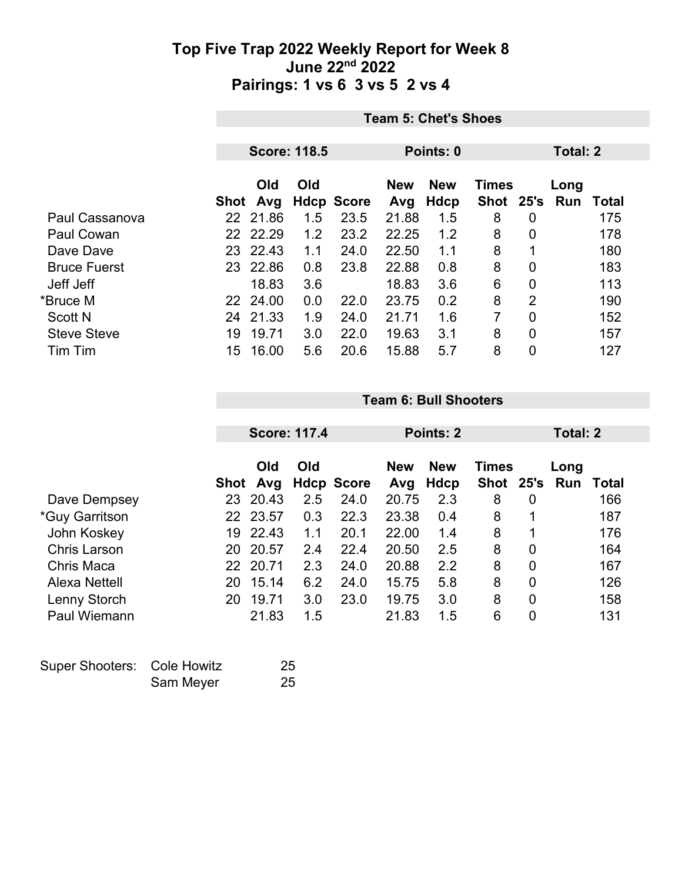# Top Five Trap 2022 Weekly Report for Week 8
## June 22nd 2022
## Pairings: 1 vs 6  3 vs 5  2 vs 4

| | Team 5: Chet's Shoes | | | | | | | | | |
|---|---|---|---|---|---|---|---|---|---|---|
| | Score: 118.5 | | | | Points: 0 | | | | Total: 2 | |
| | Shot | Old Avg | Old Hdcp | Score | New Avg | New Hdcp | Times Shot | 25's | Long Run | Total |
| Paul Cassanova | 22 | 21.86 | 1.5 | 23.5 | 21.88 | 1.5 | 8 | 0 | | 175 |
| Paul Cowan | 22 | 22.29 | 1.2 | 23.2 | 22.25 | 1.2 | 8 | 0 | | 178 |
| Dave Dave | 23 | 22.43 | 1.1 | 24.0 | 22.50 | 1.1 | 8 | 1 | | 180 |
| Bruce Fuerst | 23 | 22.86 | 0.8 | 23.8 | 22.88 | 0.8 | 8 | 0 | | 183 |
| Jeff Jeff | | 18.83 | 3.6 | | 18.83 | 3.6 | 6 | 0 | | 113 |
| *Bruce M | 22 | 24.00 | 0.0 | 22.0 | 23.75 | 0.2 | 8 | 2 | | 190 |
| Scott N | 24 | 21.33 | 1.9 | 24.0 | 21.71 | 1.6 | 7 | 0 | | 152 |
| Steve Steve | 19 | 19.71 | 3.0 | 22.0 | 19.63 | 3.1 | 8 | 0 | | 157 |
| Tim Tim | 15 | 16.00 | 5.6 | 20.6 | 15.88 | 5.7 | 8 | 0 | | 127 |

| | Team 6: Bull Shooters | | | | | | | | | |
|---|---|---|---|---|---|---|---|---|---|---|
| | Score: 117.4 | | | | Points: 2 | | | | Total: 2 | |
| | Shot | Old Avg | Old Hdcp | Score | New Avg | New Hdcp | Times Shot | 25's | Long Run | Total |
| Dave Dempsey | 23 | 20.43 | 2.5 | 24.0 | 20.75 | 2.3 | 8 | 0 | | 166 |
| *Guy Garritson | 22 | 23.57 | 0.3 | 22.3 | 23.38 | 0.4 | 8 | 1 | | 187 |
| John Koskey | 19 | 22.43 | 1.1 | 20.1 | 22.00 | 1.4 | 8 | 1 | | 176 |
| Chris Larson | 20 | 20.57 | 2.4 | 22.4 | 20.50 | 2.5 | 8 | 0 | | 164 |
| Chris Maca | 22 | 20.71 | 2.3 | 24.0 | 20.88 | 2.2 | 8 | 0 | | 167 |
| Alexa Nettell | 20 | 15.14 | 6.2 | 24.0 | 15.75 | 5.8 | 8 | 0 | | 126 |
| Lenny Storch | 20 | 19.71 | 3.0 | 23.0 | 19.75 | 3.0 | 8 | 0 | | 158 |
| Paul Wiemann | | 21.83 | 1.5 | | 21.83 | 1.5 | 6 | 0 | | 131 |

| Super Shooters: | | |
|---|---|---|
| | Cole Howitz | 25 |
| | Sam Meyer | 25 |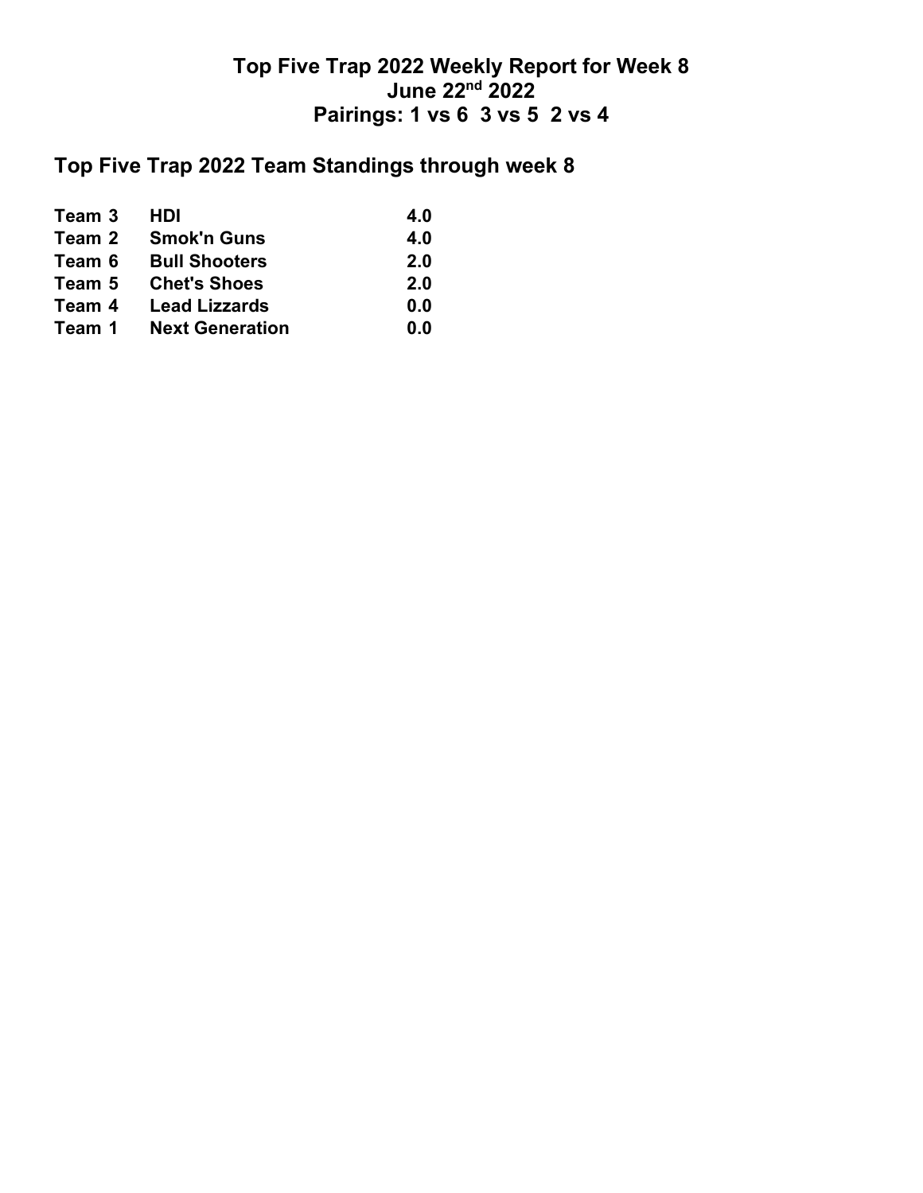# Top Five Trap 2022 Weekly Report for Week 8
# June 22nd 2022
# Pairings: 1 vs 6  3 vs 5  2 vs 4

## Top Five Trap 2022 Team Standings through week 8

| | | |
|---|---|---|
| **Team 3** | **HDI** | **4.0** |
| **Team 2** | **Smok'n Guns** | **4.0** |
| **Team 6** | **Bull Shooters** | **2.0** |
| **Team 5** | **Chet's Shoes** | **2.0** |
| **Team 4** | **Lead Lizzards** | **0.0** |
| **Team 1** | **Next Generation** | **0.0** |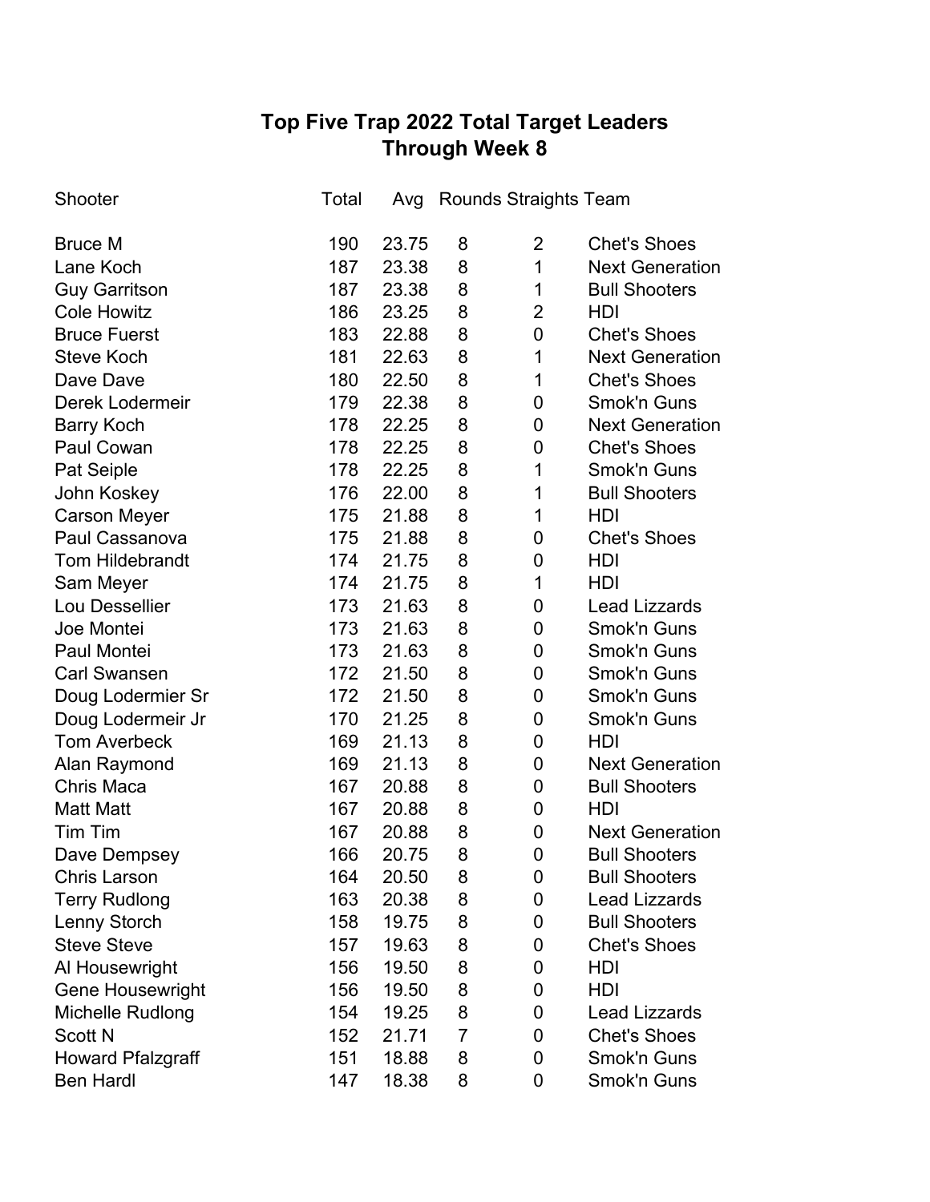# Top Five Trap 2022 Total Target Leaders
## Through Week 8

| Shooter | Total | Avg | Rounds | Straights | Team |
|---|---|---|---|---|---|
| Bruce M | 190 | 23.75 | 8 | 2 | Chet's Shoes |
| Lane Koch | 187 | 23.38 | 8 | 1 | Next Generation |
| Guy Garritson | 187 | 23.38 | 8 | 1 | Bull Shooters |
| Cole Howitz | 186 | 23.25 | 8 | 2 | HDI |
| Bruce Fuerst | 183 | 22.88 | 8 | 0 | Chet's Shoes |
| Steve Koch | 181 | 22.63 | 8 | 1 | Next Generation |
| Dave Dave | 180 | 22.50 | 8 | 1 | Chet's Shoes |
| Derek Lodermeir | 179 | 22.38 | 8 | 0 | Smok'n Guns |
| Barry Koch | 178 | 22.25 | 8 | 0 | Next Generation |
| Paul Cowan | 178 | 22.25 | 8 | 0 | Chet's Shoes |
| Pat Seiple | 178 | 22.25 | 8 | 1 | Smok'n Guns |
| John Koskey | 176 | 22.00 | 8 | 1 | Bull Shooters |
| Carson Meyer | 175 | 21.88 | 8 | 1 | HDI |
| Paul Cassanova | 175 | 21.88 | 8 | 0 | Chet's Shoes |
| Tom Hildebrandt | 174 | 21.75 | 8 | 0 | HDI |
| Sam Meyer | 174 | 21.75 | 8 | 1 | HDI |
| Lou Dessellier | 173 | 21.63 | 8 | 0 | Lead Lizzards |
| Joe Montei | 173 | 21.63 | 8 | 0 | Smok'n Guns |
| Paul Montei | 173 | 21.63 | 8 | 0 | Smok'n Guns |
| Carl Swansen | 172 | 21.50 | 8 | 0 | Smok'n Guns |
| Doug Lodermier Sr | 172 | 21.50 | 8 | 0 | Smok'n Guns |
| Doug Lodermeir Jr | 170 | 21.25 | 8 | 0 | Smok'n Guns |
| Tom Averbeck | 169 | 21.13 | 8 | 0 | HDI |
| Alan Raymond | 169 | 21.13 | 8 | 0 | Next Generation |
| Chris Maca | 167 | 20.88 | 8 | 0 | Bull Shooters |
| Matt Matt | 167 | 20.88 | 8 | 0 | HDI |
| Tim Tim | 167 | 20.88 | 8 | 0 | Next Generation |
| Dave Dempsey | 166 | 20.75 | 8 | 0 | Bull Shooters |
| Chris Larson | 164 | 20.50 | 8 | 0 | Bull Shooters |
| Terry Rudlong | 163 | 20.38 | 8 | 0 | Lead Lizzards |
| Lenny Storch | 158 | 19.75 | 8 | 0 | Bull Shooters |
| Steve Steve | 157 | 19.63 | 8 | 0 | Chet's Shoes |
| Al Housewright | 156 | 19.50 | 8 | 0 | HDI |
| Gene Housewright | 156 | 19.50 | 8 | 0 | HDI |
| Michelle Rudlong | 154 | 19.25 | 8 | 0 | Lead Lizzards |
| Scott N | 152 | 21.71 | 7 | 0 | Chet's Shoes |
| Howard Pfalzgraff | 151 | 18.88 | 8 | 0 | Smok'n Guns |
| Ben Hardl | 147 | 18.38 | 8 | 0 | Smok'n Guns |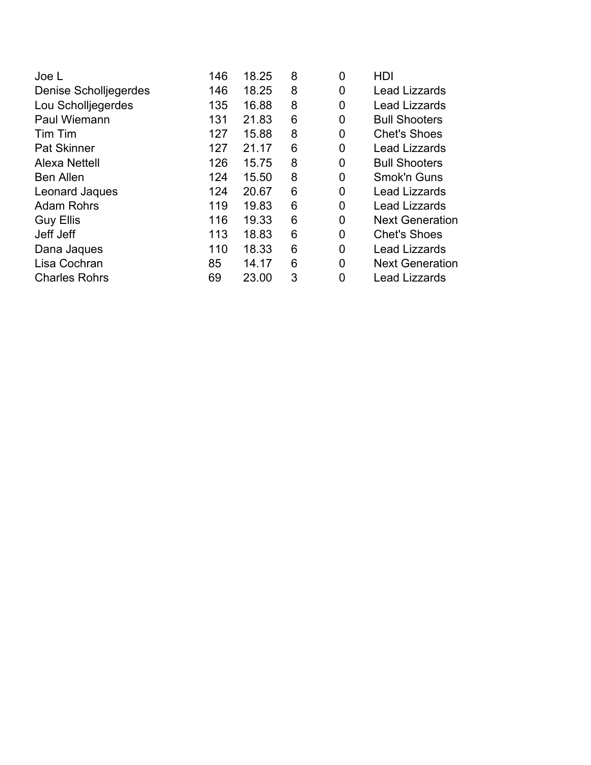| | | | | | |
|---|---|---|---|---|---|
| Joe L | 146 | 18.25 | 8 | 0 | HDI |
| Denise Scholljegerdes | 146 | 18.25 | 8 | 0 | Lead Lizzards |
| Lou Scholljegerdes | 135 | 16.88 | 8 | 0 | Lead Lizzards |
| Paul Wiemann | 131 | 21.83 | 6 | 0 | Bull Shooters |
| Tim Tim | 127 | 15.88 | 8 | 0 | Chet's Shoes |
| Pat Skinner | 127 | 21.17 | 6 | 0 | Lead Lizzards |
| Alexa Nettell | 126 | 15.75 | 8 | 0 | Bull Shooters |
| Ben Allen | 124 | 15.50 | 8 | 0 | Smok'n Guns |
| Leonard Jaques | 124 | 20.67 | 6 | 0 | Lead Lizzards |
| Adam Rohrs | 119 | 19.83 | 6 | 0 | Lead Lizzards |
| Guy Ellis | 116 | 19.33 | 6 | 0 | Next Generation |
| Jeff Jeff | 113 | 18.83 | 6 | 0 | Chet's Shoes |
| Dana Jaques | 110 | 18.33 | 6 | 0 | Lead Lizzards |
| Lisa Cochran | 85 | 14.17 | 6 | 0 | Next Generation |
| Charles Rohrs | 69 | 23.00 | 3 | 0 | Lead Lizzards |